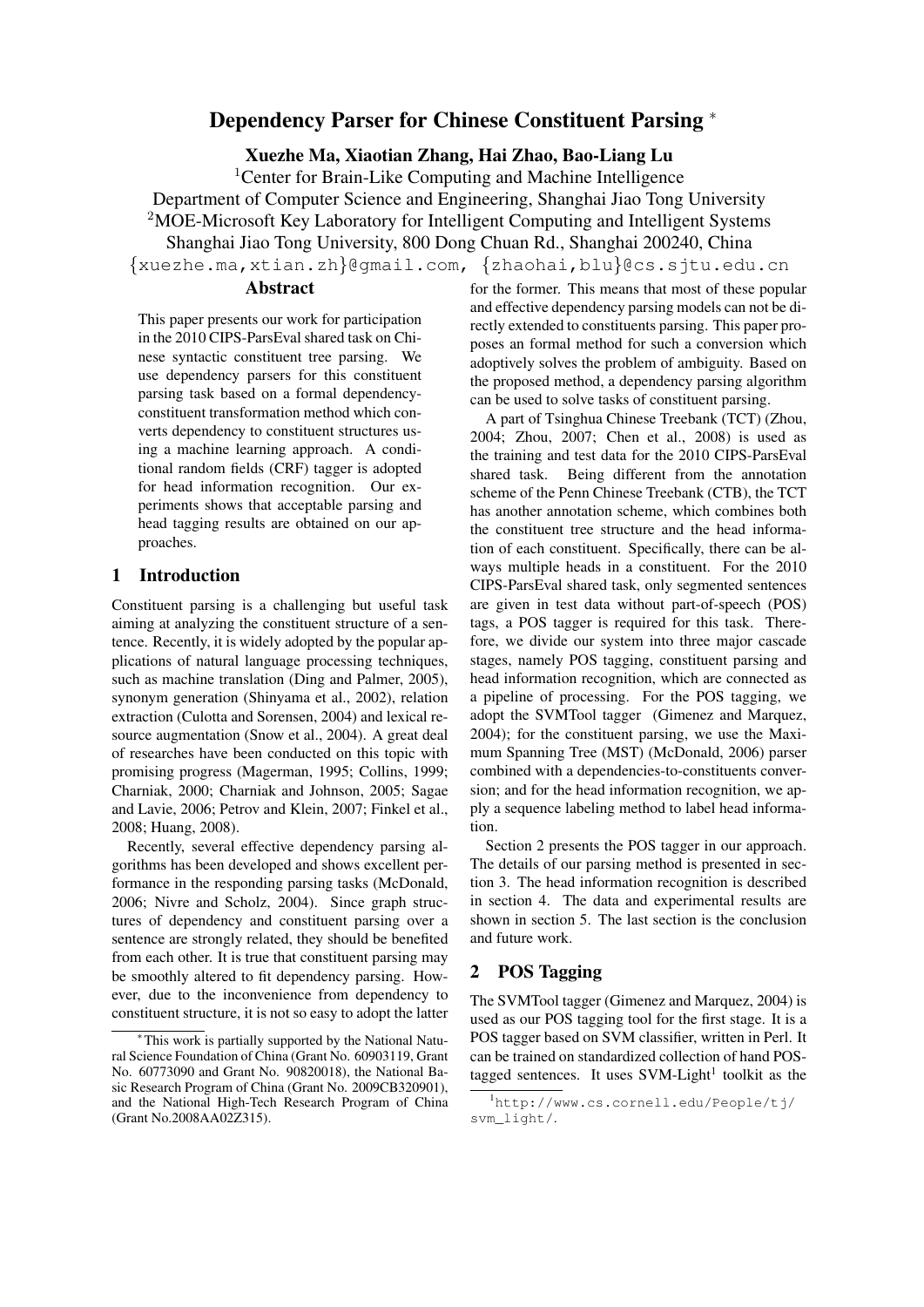# Dependency Parser for Chinese Constituent Parsing *

**Xuezhe Ma, Xiaotian Zhang, Hai Zhao, Bao-Liang Lu**

[1]Center for Brain-Like Computing and Machine Intelligence
Department of Computer Science and Engineering, Shanghai Jiao Tong University
[2]MOE-Microsoft Key Laboratory for Intelligent Computing and Intelligent Systems
Shanghai Jiao Tong University, 800 Dong Chuan Rd., Shanghai 200240, China
{xuezhe.ma,xtian.zh}@gmail.com, {zhaohai,blu}@cs.sjtu.edu.cn

## Abstract

This paper presents our work for participation in the 2010 CIPS-ParsEval shared task on Chinese syntactic constituent tree parsing. We use dependency parsers for this constituent parsing task based on a formal dependency-constituent transformation method which converts dependency to constituent structures using a machine learning approach. A conditional random fields (CRF) tagger is adopted for head information recognition. Our experiments shows that acceptable parsing and head tagging results are obtained on our approaches.

## 1 Introduction

Constituent parsing is a challenging but useful task aiming at analyzing the constituent structure of a sentence. Recently, it is widely adopted by the popular applications of natural language processing techniques, such as machine translation (Ding and Palmer, 2005), synonym generation (Shinyama et al., 2002), relation extraction (Culotta and Sorensen, 2004) and lexical resource augmentation (Snow et al., 2004). A great deal of researches have been conducted on this topic with promising progress (Magerman, 1995; Collins, 1999; Charniak, 2000; Charniak and Johnson, 2005; Sagae and Lavie, 2006; Petrov and Klein, 2007; Finkel et al., 2008; Huang, 2008).

Recently, several effective dependency parsing algorithms has been developed and shows excellent performance in the responding parsing tasks (McDonald, 2006; Nivre and Scholz, 2004). Since graph structures of dependency and constituent parsing over a sentence are strongly related, they should be benefited from each other. It is true that constituent parsing may be smoothly altered to fit dependency parsing. However, due to the inconvenience from dependency to constituent structure, it is not so easy to adopt the latter for the former. This means that most of these popular and effective dependency parsing models can not be directly extended to constituents parsing. This paper proposes an formal method for such a conversion which adoptively solves the problem of ambiguity. Based on the proposed method, a dependency parsing algorithm can be used to solve tasks of constituent parsing.

A part of Tsinghua Chinese Treebank (TCT) (Zhou, 2004; Zhou, 2007; Chen et al., 2008) is used as the training and test data for the 2010 CIPS-ParsEval shared task. Being different from the annotation scheme of the Penn Chinese Treebank (CTB), the TCT has another annotation scheme, which combines both the constituent tree structure and the head information of each constituent. Specifically, there can be always multiple heads in a constituent. For the 2010 CIPS-ParsEval shared task, only segmented sentences are given in test data without part-of-speech (POS) tags, a POS tagger is required for this task. Therefore, we divide our system into three major cascade stages, namely POS tagging, constituent parsing and head information recognition, which are connected as a pipeline of processing. For the POS tagging, we adopt the SVMTool tagger (Gimenez and Marquez, 2004); for the constituent parsing, we use the Maximum Spanning Tree (MST) (McDonald, 2006) parser combined with a dependencies-to-constituents conversion; and for the head information recognition, we apply a sequence labeling method to label head information.

Section 2 presents the POS tagger in our approach. The details of our parsing method is presented in section 3. The head information recognition is described in section 4. The data and experimental results are shown in section 5. The last section is the conclusion and future work.

## 2 POS Tagging

The SVMTool tagger (Gimenez and Marquez, 2004) is used as our POS tagging tool for the first stage. It is a POS tagger based on SVM classifier, written in Perl. It can be trained on standardized collection of hand POS-tagged sentences. It uses SVM-Light[1] toolkit as the

---

*This work is partially supported by the National Natural Science Foundation of China (Grant No. 60903119, Grant No. 60773090 and Grant No. 90820018), the National Basic Research Program of China (Grant No. 2009CB320901), and the National High-Tech Research Program of China (Grant No.2008AA02Z315).

[1]http://www.cs.cornell.edu/People/tj/svm_light/.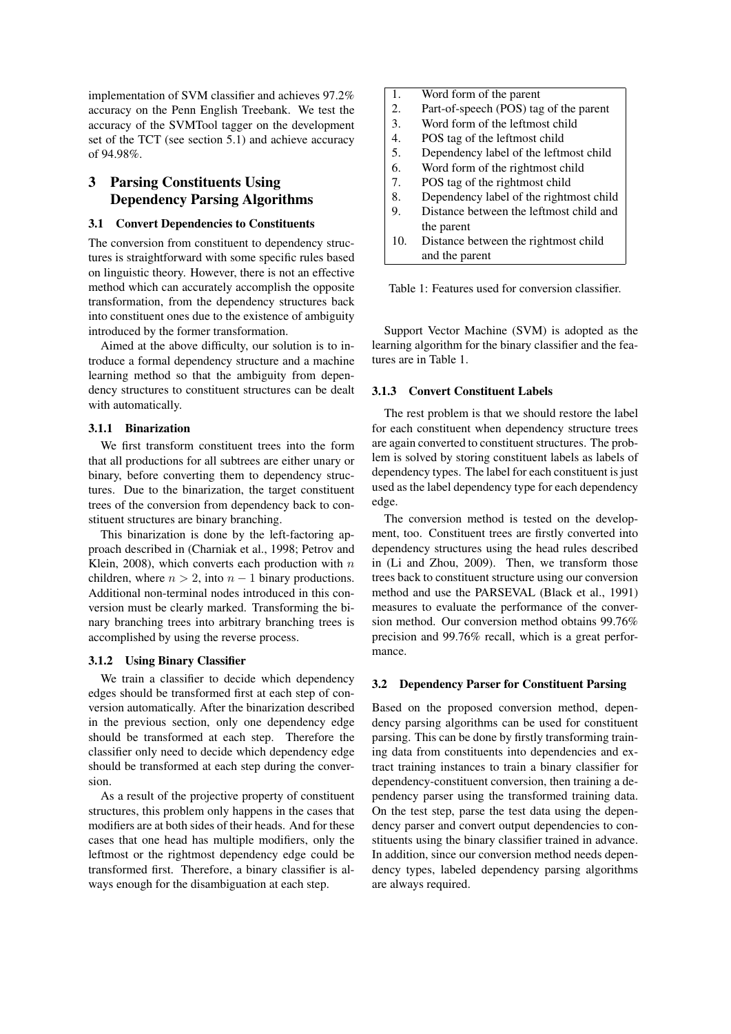implementation of SVM classifier and achieves 97.2% accuracy on the Penn English Treebank. We test the accuracy of the SVMTool tagger on the development set of the TCT (see section 5.1) and achieve accuracy of 94.98%.

# 3 Parsing Constituents Using Dependency Parsing Algorithms

## 3.1 Convert Dependencies to Constituents

The conversion from constituent to dependency structures is straightforward with some specific rules based on linguistic theory. However, there is not an effective method which can accurately accomplish the opposite transformation, from the dependency structures back into constituent ones due to the existence of ambiguity introduced by the former transformation.

Aimed at the above difficulty, our solution is to introduce a formal dependency structure and a machine learning method so that the ambiguity from dependency structures to constituent structures can be dealt with automatically.

### 3.1.1 Binarization

We first transform constituent trees into the form that all productions for all subtrees are either unary or binary, before converting them to dependency structures. Due to the binarization, the target constituent trees of the conversion from dependency back to constituent structures are binary branching.

This binarization is done by the left-factoring approach described in (Charniak et al., 1998; Petrov and Klein, 2008), which converts each production with $n$ children, where $n > 2$, into $n - 1$ binary productions. Additional non-terminal nodes introduced in this conversion must be clearly marked. Transforming the binary branching trees into arbitrary branching trees is accomplished by using the reverse process.

### 3.1.2 Using Binary Classifier

We train a classifier to decide which dependency edges should be transformed first at each step of conversion automatically. After the binarization described in the previous section, only one dependency edge should be transformed at each step. Therefore the classifier only need to decide which dependency edge should be transformed at each step during the conversion.

As a result of the projective property of constituent structures, this problem only happens in the cases that modifiers are at both sides of their heads. And for these cases that one head has multiple modifiers, only the leftmost or the rightmost dependency edge could be transformed first. Therefore, a binary classifier is always enough for the disambiguation at each step.

| | |
|---|---|
| 1. | Word form of the parent |
| 2. | Part-of-speech (POS) tag of the parent |
| 3. | Word form of the leftmost child |
| 4. | POS tag of the leftmost child |
| 5. | Dependency label of the leftmost child |
| 6. | Word form of the rightmost child |
| 7. | POS tag of the rightmost child |
| 8. | Dependency label of the rightmost child |
| 9. | Distance between the leftmost child and the parent |
| 10. | Distance between the rightmost child and the parent |

Table 1: Features used for conversion classifier.

Support Vector Machine (SVM) is adopted as the learning algorithm for the binary classifier and the features are in Table 1.

### 3.1.3 Convert Constituent Labels

The rest problem is that we should restore the label for each constituent when dependency structure trees are again converted to constituent structures. The problem is solved by storing constituent labels as labels of dependency types. The label for each constituent is just used as the label dependency type for each dependency edge.

The conversion method is tested on the development, too. Constituent trees are firstly converted into dependency structures using the head rules described in (Li and Zhou, 2009). Then, we transform those trees back to constituent structure using our conversion method and use the PARSEVAL (Black et al., 1991) measures to evaluate the performance of the conversion method. Our conversion method obtains 99.76% precision and 99.76% recall, which is a great performance.

## 3.2 Dependency Parser for Constituent Parsing

Based on the proposed conversion method, dependency parsing algorithms can be used for constituent parsing. This can be done by firstly transforming training data from constituents into dependencies and extract training instances to train a binary classifier for dependency-constituent conversion, then training a dependency parser using the transformed training data. On the test step, parse the test data using the dependency parser and convert output dependencies to constituents using the binary classifier trained in advance. In addition, since our conversion method needs dependency types, labeled dependency parsing algorithms are always required.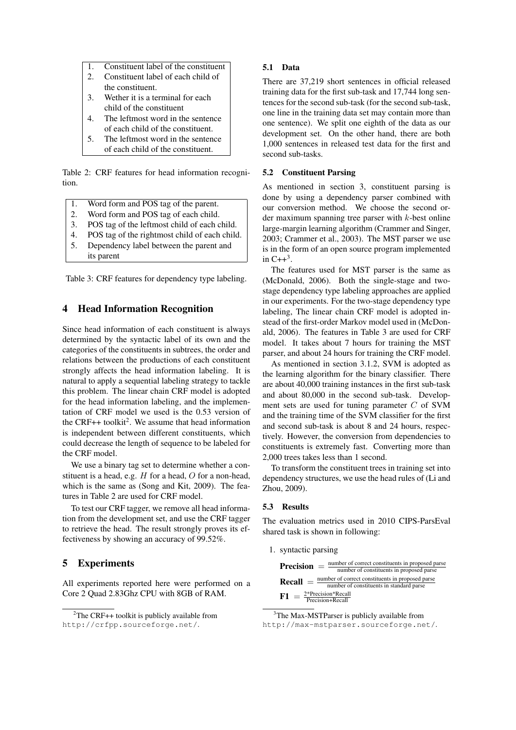| | |
|---|---|
| 1. | Constituent label of the constituent |
| 2. | Constituent label of each child of the constituent. |
| 3. | Wether it is a terminal for each child of the constituent |
| 4. | The leftmost word in the sentence of each child of the constituent. |
| 5. | The leftmost word in the sentence of each child of the constituent. |

Table 2: CRF features for head information recognition.

| | |
|---|---|
| 1. | Word form and POS tag of the parent. |
| 2. | Word form and POS tag of each child. |
| 3. | POS tag of the leftmost child of each child. |
| 4. | POS tag of the rightmost child of each child. |
| 5. | Dependency label between the parent and its parent |

Table 3: CRF features for dependency type labeling.

## 4 Head Information Recognition

Since head information of each constituent is always determined by the syntactic label of its own and the categories of the constituents in subtrees, the order and relations between the productions of each constituent strongly affects the head information labeling. It is natural to apply a sequential labeling strategy to tackle this problem. The linear chain CRF model is adopted for the head information labeling, and the implementation of CRF model we used is the 0.53 version of the CRF++ toolkit[2]. We assume that head information is independent between different constituents, which could decrease the length of sequence to be labeled for the CRF model.

We use a binary tag set to determine whether a constituent is a head, e.g. $H$ for a head, $O$ for a non-head, which is the same as (Song and Kit, 2009). The features in Table 2 are used for CRF model.

To test our CRF tagger, we remove all head information from the development set, and use the CRF tagger to retrieve the head. The result strongly proves its effectiveness by showing an accuracy of 99.52%.

## 5 Experiments

All experiments reported here were performed on a Core 2 Quad 2.83Ghz CPU with 8GB of RAM.

### 5.1 Data

There are 37,219 short sentences in official released training data for the first sub-task and 17,744 long sentences for the second sub-task (for the second sub-task, one line in the training data set may contain more than one sentence). We split one eighth of the data as our development set. On the other hand, there are both 1,000 sentences in released test data for the first and second sub-tasks.

### 5.2 Constituent Parsing

As mentioned in section 3, constituent parsing is done by using a dependency parser combined with our conversion method. We choose the second order maximum spanning tree parser with $k$-best online large-margin learning algorithm (Crammer and Singer, 2003; Crammer et al., 2003). The MST parser we use is in the form of an open source program implemented in C++[3].

The features used for MST parser is the same as (McDonald, 2006). Both the single-stage and two-stage dependency type labeling approaches are applied in our experiments. For the two-stage dependency type labeling, The linear chain CRF model is adopted instead of the first-order Markov model used in (McDonald, 2006). The features in Table 3 are used for CRF model. It takes about 7 hours for training the MST parser, and about 24 hours for training the CRF model.

As mentioned in section 3.1.2, SVM is adopted as the learning algorithm for the binary classifier. There are about 40,000 training instances in the first sub-task and about 80,000 in the second sub-task. Development sets are used for tuning parameter $C$ of SVM and the training time of the SVM classifier for the first and second sub-task is about 8 and 24 hours, respectively. However, the conversion from dependencies to constituents is extremely fast. Converting more than 2,000 trees takes less than 1 second.

To transform the constituent trees in training set into dependency structures, we use the head rules of (Li and Zhou, 2009).

### 5.3 Results

The evaluation metrics used in 2010 CIPS-ParsEval shared task is shown in following:

1. syntactic parsing

$$\textbf{Precision} = \frac{\text{number of correct constituents in proposed parse}}{\text{number of constituents in proposed parse}}$$

$$\textbf{Recall} = \frac{\text{number of correct constituents in proposed parse}}{\text{number of constituents in standard parse}}$$

$$\textbf{F1} = \frac{2\text{*Precision*Recall}}{\text{Precision+Recall}}$$

[2]The CRF++ toolkit is publicly available from http://crfpp.sourceforge.net/.

[3]The Max-MSTParser is publicly available from http://max-mstparser.sourceforge.net/.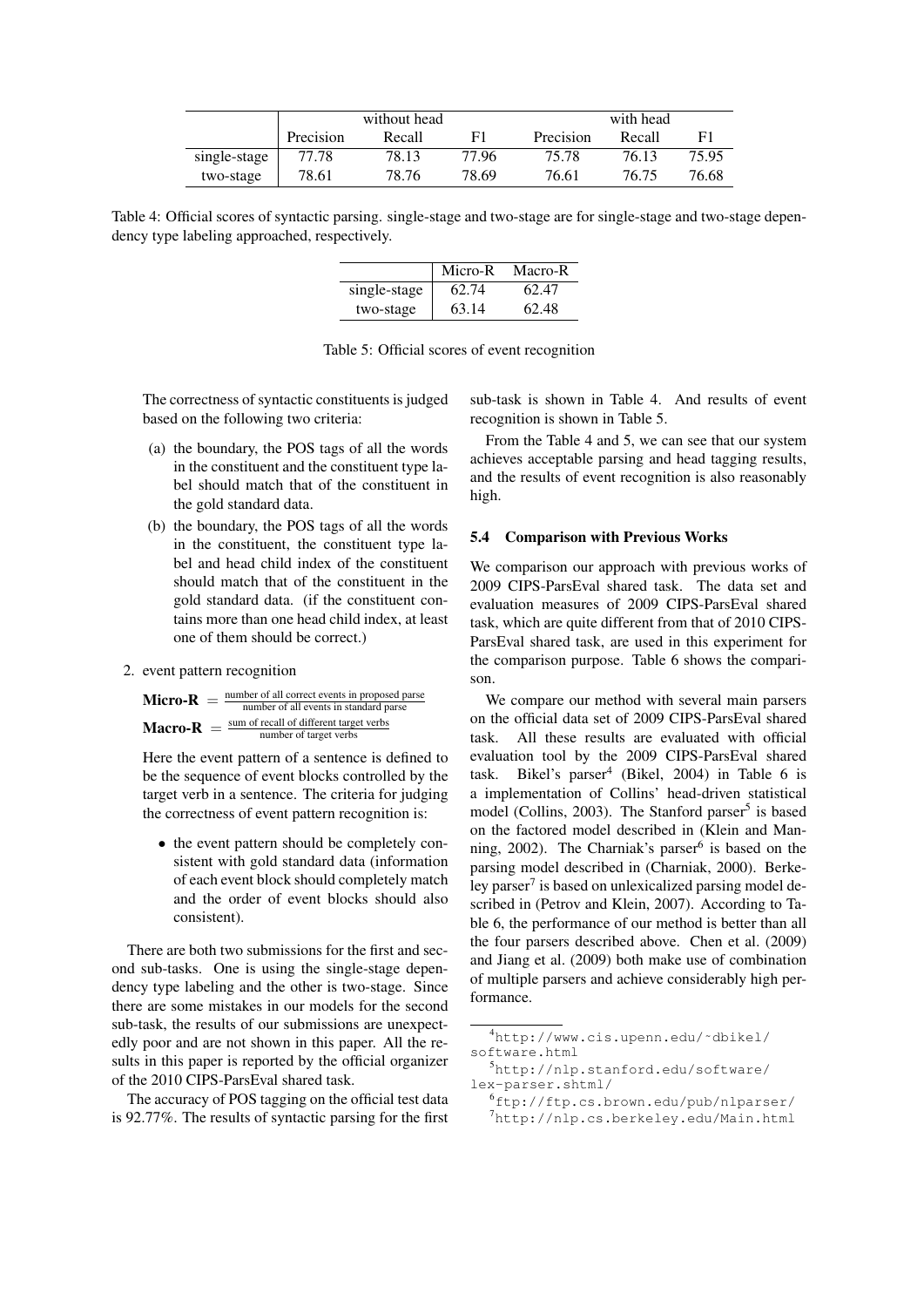| | without head | | | with head | | |
|---|---|---|---|---|---|---|
| | Precision | Recall | F1 | Precision | Recall | F1 |
| single-stage | 77.78 | 78.13 | 77.96 | 75.78 | 76.13 | 75.95 |
| two-stage | 78.61 | 78.76 | 78.69 | 76.61 | 76.75 | 76.68 |

Table 4: Official scores of syntactic parsing. single-stage and two-stage are for single-stage and two-stage dependency type labeling approached, respectively.

| | Micro-R | Macro-R |
|---|---|---|
| single-stage | 62.74 | 62.47 |
| two-stage | 63.14 | 62.48 |

Table 5: Official scores of event recognition

The correctness of syntactic constituents is judged based on the following two criteria:

(a) the boundary, the POS tags of all the words in the constituent and the constituent type label should match that of the constituent in the gold standard data.

(b) the boundary, the POS tags of all the words in the constituent, the constituent type label and head child index of the constituent should match that of the constituent in the gold standard data. (if the constituent contains more than one head child index, at least one of them should be correct.)

2. event pattern recognition

$$\textbf{Micro-R} = \frac{\text{number of all correct events in proposed parse}}{\text{number of all events in standard parse}}$$

$$\textbf{Macro-R} = \frac{\text{sum of recall of different target verbs}}{\text{number of target verbs}}$$

Here the event pattern of a sentence is defined to be the sequence of event blocks controlled by the target verb in a sentence. The criteria for judging the correctness of event pattern recognition is:

- the event pattern should be completely consistent with gold standard data (information of each event block should completely match and the order of event blocks should also consistent).

There are both two submissions for the first and second sub-tasks. One is using the single-stage dependency type labeling and the other is two-stage. Since there are some mistakes in our models for the second sub-task, the results of our submissions are unexpectedly poor and are not shown in this paper. All the results in this paper is reported by the official organizer of the 2010 CIPS-ParsEval shared task.

The accuracy of POS tagging on the official test data is 92.77%. The results of syntactic parsing for the first sub-task is shown in Table 4. And results of event recognition is shown in Table 5.

From the Table 4 and 5, we can see that our system achieves acceptable parsing and head tagging results, and the results of event recognition is also reasonably high.

### 5.4 Comparison with Previous Works

We comparison our approach with previous works of 2009 CIPS-ParsEval shared task. The data set and evaluation measures of 2009 CIPS-ParsEval shared task, which are quite different from that of 2010 CIPS-ParsEval shared task, are used in this experiment for the comparison purpose. Table 6 shows the comparison.

We compare our method with several main parsers on the official data set of 2009 CIPS-ParsEval shared task. All these results are evaluated with official evaluation tool by the 2009 CIPS-ParsEval shared task. Bikel's parser[4] (Bikel, 2004) in Table 6 is a implementation of Collins' head-driven statistical model (Collins, 2003). The Stanford parser[5] is based on the factored model described in (Klein and Manning, 2002). The Charniak's parser[6] is based on the parsing model described in (Charniak, 2000). Berkeley parser[7] is based on unlexicalized parsing model described in (Petrov and Klein, 2007). According to Table 6, the performance of our method is better than all the four parsers described above. Chen et al. (2009) and Jiang et al. (2009) both make use of combination of multiple parsers and achieve considerably high performance.

[4] http://www.cis.upenn.edu/~dbikel/software.html

[5] http://nlp.stanford.edu/software/lex-parser.shtml/

[6] ftp://ftp.cs.brown.edu/pub/nlparser/

[7] http://nlp.cs.berkeley.edu/Main.html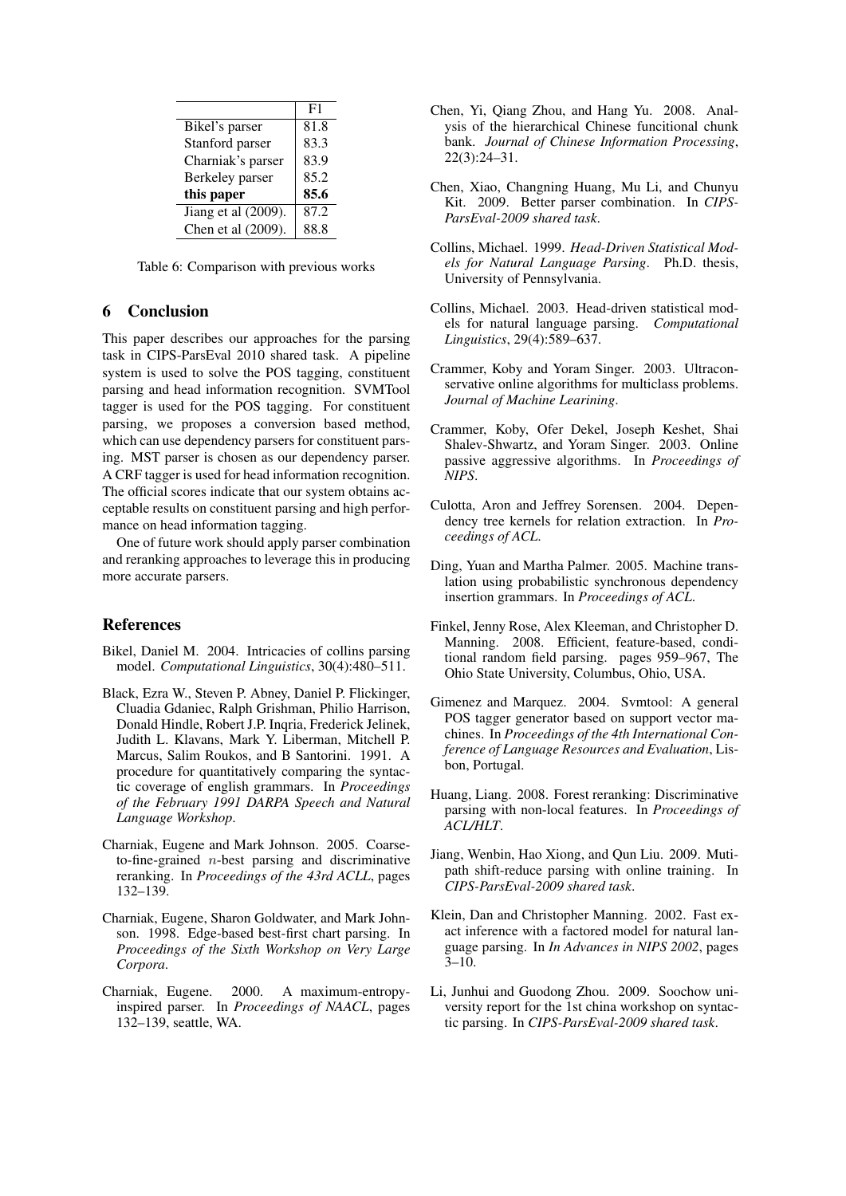|  | F1 |
|---|---|
| Bikel's parser | 81.8 |
| Stanford parser | 83.3 |
| Charniak's parser | 83.9 |
| Berkeley parser | 85.2 |
| **this paper** | **85.6** |
| Jiang et al (2009). | 87.2 |
| Chen et al (2009). | 88.8 |

Table 6: Comparison with previous works

## 6 Conclusion

This paper describes our approaches for the parsing task in CIPS-ParsEval 2010 shared task. A pipeline system is used to solve the POS tagging, constituent parsing and head information recognition. SVMTool tagger is used for the POS tagging. For constituent parsing, we proposes a conversion based method, which can use dependency parsers for constituent parsing. MST parser is chosen as our dependency parser. A CRF tagger is used for head information recognition. The official scores indicate that our system obtains acceptable results on constituent parsing and high performance on head information tagging.

One of future work should apply parser combination and reranking approaches to leverage this in producing more accurate parsers.

## References

Bikel, Daniel M. 2004. Intricacies of collins parsing model. *Computational Linguistics*, 30(4):480–511.

Black, Ezra W., Steven P. Abney, Daniel P. Flickinger, Cluadia Gdaniec, Ralph Grishman, Philio Harrison, Donald Hindle, Robert J.P. Inqria, Frederick Jelinek, Judith L. Klavans, Mark Y. Liberman, Mitchell P. Marcus, Salim Roukos, and B Santorini. 1991. A procedure for quantitatively comparing the syntactic coverage of english grammars. In *Proceedings of the February 1991 DARPA Speech and Natural Language Workshop*.

Charniak, Eugene and Mark Johnson. 2005. Coarse-to-fine-grained $n$-best parsing and discriminative reranking. In *Proceedings of the 43rd ACLL*, pages 132–139.

Charniak, Eugene, Sharon Goldwater, and Mark Johnson. 1998. Edge-based best-first chart parsing. In *Proceedings of the Sixth Workshop on Very Large Corpora*.

Charniak, Eugene. 2000. A maximum-entropy-inspired parser. In *Proceedings of NAACL*, pages 132–139, seattle, WA.

Chen, Yi, Qiang Zhou, and Hang Yu. 2008. Analysis of the hierarchical Chinese funcitional chunk bank. *Journal of Chinese Information Processing*, 22(3):24–31.

Chen, Xiao, Changning Huang, Mu Li, and Chunyu Kit. 2009. Better parser combination. In *CIPS-ParsEval-2009 shared task*.

Collins, Michael. 1999. *Head-Driven Statistical Models for Natural Language Parsing*. Ph.D. thesis, University of Pennsylvania.

Collins, Michael. 2003. Head-driven statistical models for natural language parsing. *Computational Linguistics*, 29(4):589–637.

Crammer, Koby and Yoram Singer. 2003. Ultraconservative online algorithms for multiclass problems. *Journal of Machine Learining*.

Crammer, Koby, Ofer Dekel, Joseph Keshet, Shai Shalev-Shwartz, and Yoram Singer. 2003. Online passive aggressive algorithms. In *Proceedings of NIPS*.

Culotta, Aron and Jeffrey Sorensen. 2004. Dependency tree kernels for relation extraction. In *Proceedings of ACL*.

Ding, Yuan and Martha Palmer. 2005. Machine translation using probabilistic synchronous dependency insertion grammars. In *Proceedings of ACL*.

Finkel, Jenny Rose, Alex Kleeman, and Christopher D. Manning. 2008. Efficient, feature-based, conditional random field parsing. pages 959–967, The Ohio State University, Columbus, Ohio, USA.

Gimenez and Marquez. 2004. Svmtool: A general POS tagger generator based on support vector machines. In *Proceedings of the 4th International Conference of Language Resources and Evaluation*, Lisbon, Portugal.

Huang, Liang. 2008. Forest reranking: Discriminative parsing with non-local features. In *Proceedings of ACL/HLT*.

Jiang, Wenbin, Hao Xiong, and Qun Liu. 2009. Mutipath shift-reduce parsing with online training. In *CIPS-ParsEval-2009 shared task*.

Klein, Dan and Christopher Manning. 2002. Fast exact inference with a factored model for natural language parsing. In *In Advances in NIPS 2002*, pages 3–10.

Li, Junhui and Guodong Zhou. 2009. Soochow university report for the 1st china workshop on syntactic parsing. In *CIPS-ParsEval-2009 shared task*.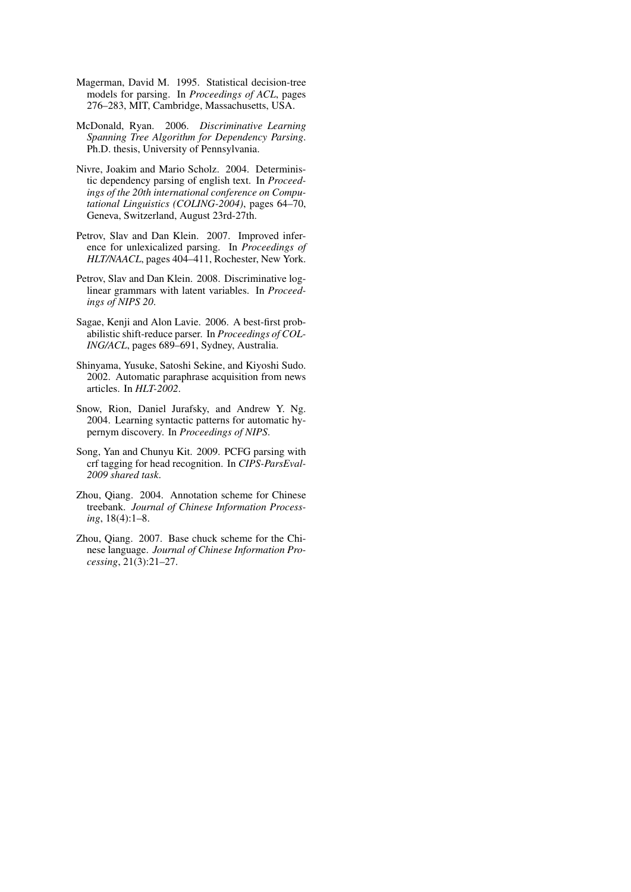Magerman, David M. 1995. Statistical decision-tree models for parsing. In *Proceedings of ACL*, pages 276–283, MIT, Cambridge, Massachusetts, USA.

McDonald, Ryan. 2006. *Discriminative Learning Spanning Tree Algorithm for Dependency Parsing*. Ph.D. thesis, University of Pennsylvania.

Nivre, Joakim and Mario Scholz. 2004. Deterministic dependency parsing of english text. In *Proceedings of the 20th international conference on Computational Linguistics (COLING-2004)*, pages 64–70, Geneva, Switzerland, August 23rd-27th.

Petrov, Slav and Dan Klein. 2007. Improved inference for unlexicalized parsing. In *Proceedings of HLT/NAACL*, pages 404–411, Rochester, New York.

Petrov, Slav and Dan Klein. 2008. Discriminative log-linear grammars with latent variables. In *Proceedings of NIPS 20*.

Sagae, Kenji and Alon Lavie. 2006. A best-first probabilistic shift-reduce parser. In *Proceedings of COLING/ACL*, pages 689–691, Sydney, Australia.

Shinyama, Yusuke, Satoshi Sekine, and Kiyoshi Sudo. 2002. Automatic paraphrase acquisition from news articles. In *HLT-2002*.

Snow, Rion, Daniel Jurafsky, and Andrew Y. Ng. 2004. Learning syntactic patterns for automatic hypernym discovery. In *Proceedings of NIPS*.

Song, Yan and Chunyu Kit. 2009. PCFG parsing with crf tagging for head recognition. In *CIPS-ParsEval-2009 shared task*.

Zhou, Qiang. 2004. Annotation scheme for Chinese treebank. *Journal of Chinese Information Processing*, 18(4):1–8.

Zhou, Qiang. 2007. Base chuck scheme for the Chinese language. *Journal of Chinese Information Processing*, 21(3):21–27.